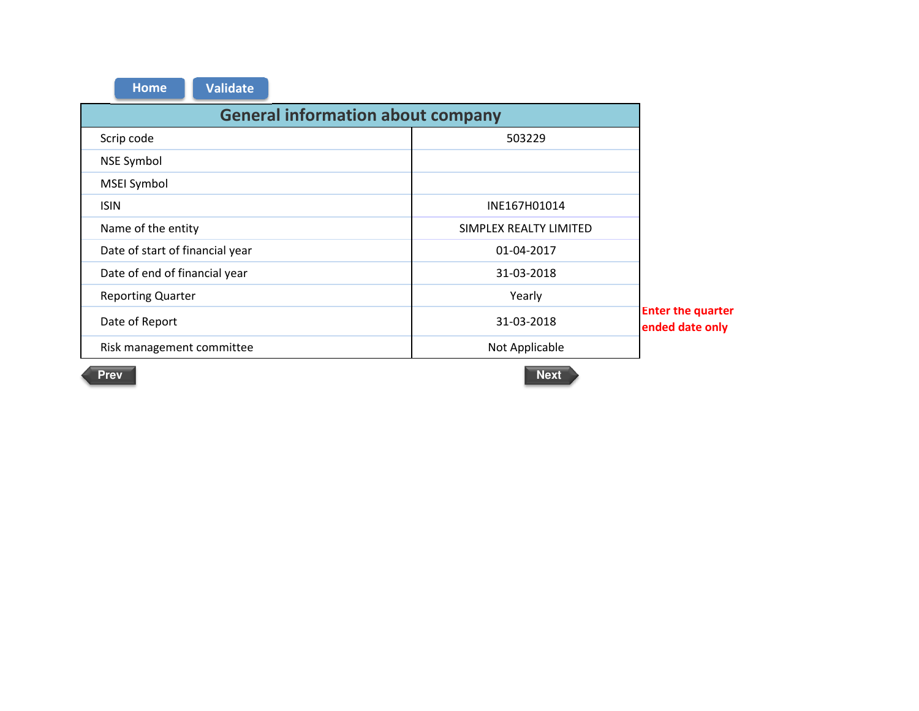Home | Validate

| General information about company | |
|---|---|
| Scrip code | 503229 |
| NSE Symbol | |
| MSEI Symbol | |
| ISIN | INE167H01014 |
| Name of the entity | SIMPLEX REALTY LIMITED |
| Date of start of financial year | 01-04-2017 |
| Date of end of financial year | 31-03-2018 |
| Reporting Quarter | Yearly |
| Date of Report | 31-03-2018 |
| Risk management committee | Not Applicable |

Enter the quarter ended date only

Prev | Next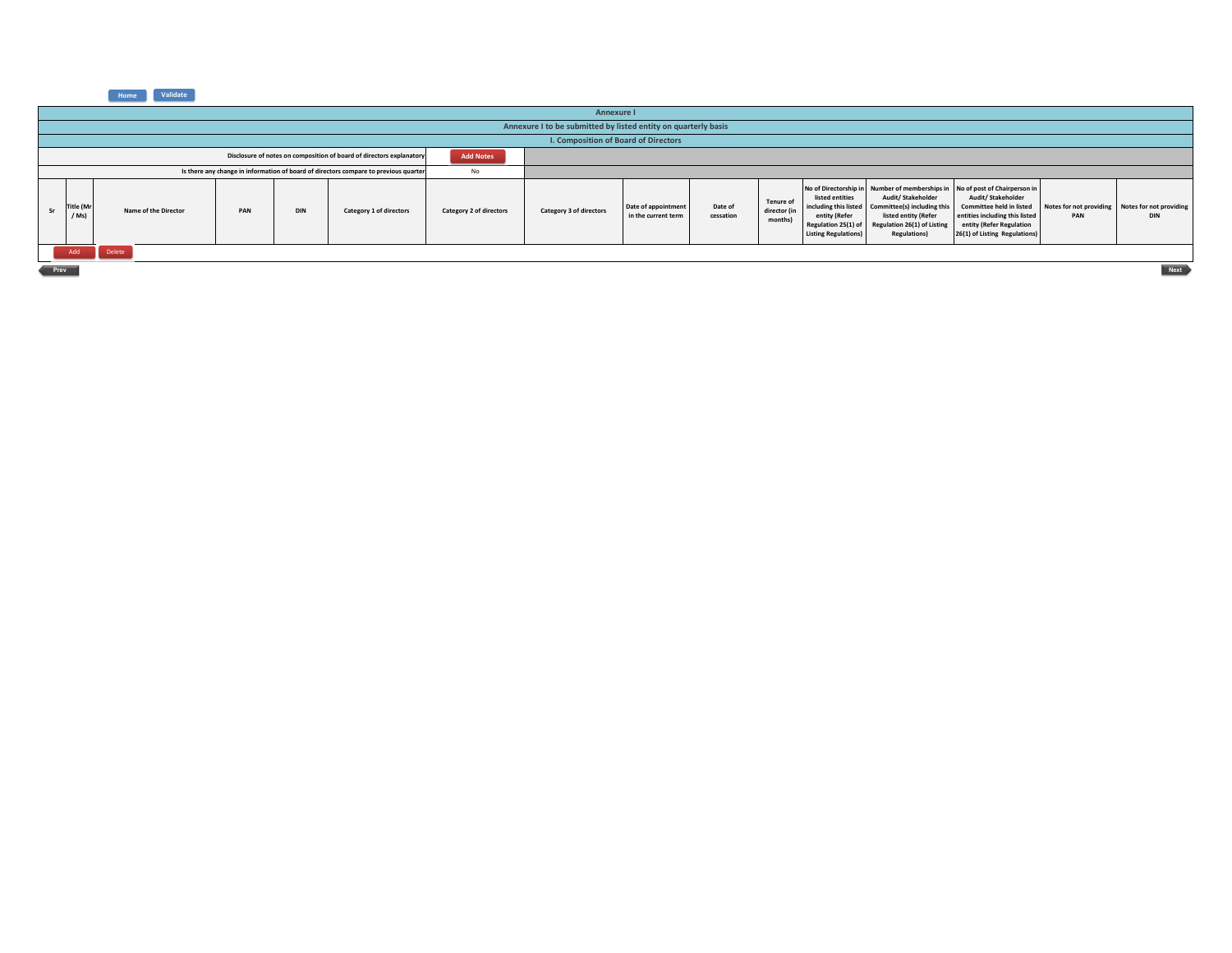Home | Validate

## Annexure I

### Annexure I to be submitted by listed entity on quarterly basis

### I. Composition of Board of Directors

| | |
|---|---|
| Disclosure of notes on composition of board of directors explanatory | Add Notes |
| Is there any change in information of board of directors compare to previous quarter | No |

| Sr | Title (Mr / Ms) | Name of the Director | PAN | DIN | Category 1 of directors | Category 2 of directors | Category 3 of directors | Date of appointment in the current term | Date of cessation | Tenure of director (in months) | No of Directorship in listed entities including this listed entity (Refer Regulation 25(1) of Listing Regulations) | Number of memberships in Audit/ Stakeholder Committee(s) including this listed entity (Refer Regulation 26(1) of Listing Regulations) | No of post of Chairperson in Audit/ Stakeholder Committee held in listed entities including this listed entity (Refer Regulation 26(1) of Listing Regulations) | Notes for not providing PAN | Notes for not providing DIN |
|---|---|---|---|---|---|---|---|---|---|---|---|---|---|---|---|

Add | Delete

Prev | Next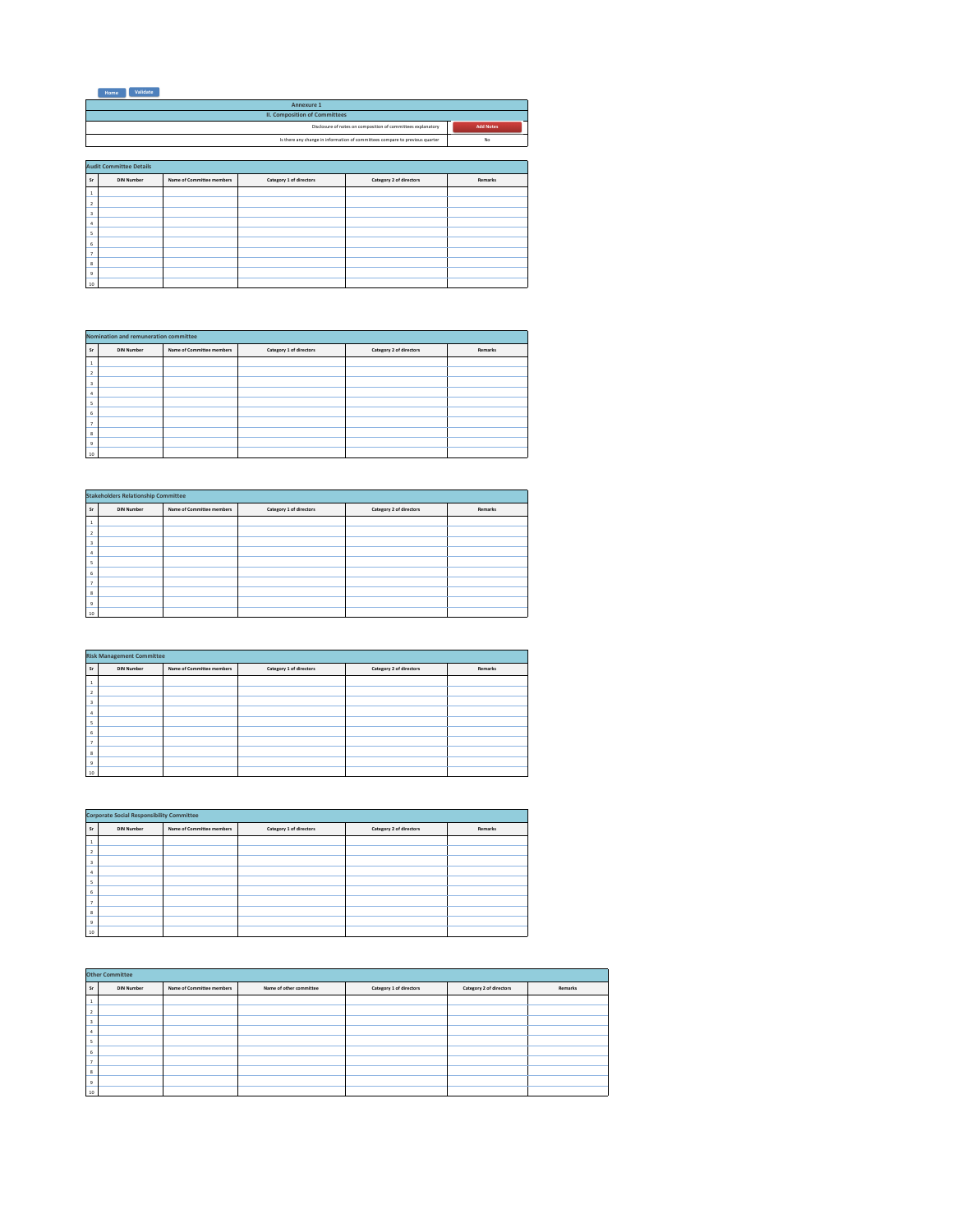Home | Validate

# Annexure 1

## II. Composition of Committees

| | |
|---|---|
| Disclosure of notes on composition of committees explanatory | Add Notes |
| Is there any change in information of committees compare to previous quarter | No |

### Audit Committee Details

| Sr | DIN Number | Name of Committee members | Category 1 of directors | Category 2 of directors | Remarks |
|---|---|---|---|---|---|
| 1 | | | | | |
| 2 | | | | | |
| 3 | | | | | |
| 4 | | | | | |
| 5 | | | | | |
| 6 | | | | | |
| 7 | | | | | |
| 8 | | | | | |
| 9 | | | | | |
| 10 | | | | | |

### Nomination and remuneration committee

| Sr | DIN Number | Name of Committee members | Category 1 of directors | Category 2 of directors | Remarks |
|---|---|---|---|---|---|
| 1 | | | | | |
| 2 | | | | | |
| 3 | | | | | |
| 4 | | | | | |
| 5 | | | | | |
| 6 | | | | | |
| 7 | | | | | |
| 8 | | | | | |
| 9 | | | | | |
| 10 | | | | | |

### Stakeholders Relationship Committee

| Sr | DIN Number | Name of Committee members | Category 1 of directors | Category 2 of directors | Remarks |
|---|---|---|---|---|---|
| 1 | | | | | |
| 2 | | | | | |
| 3 | | | | | |
| 4 | | | | | |
| 5 | | | | | |
| 6 | | | | | |
| 7 | | | | | |
| 8 | | | | | |
| 9 | | | | | |
| 10 | | | | | |

### Risk Management Committee

| Sr | DIN Number | Name of Committee members | Category 1 of directors | Category 2 of directors | Remarks |
|---|---|---|---|---|---|
| 1 | | | | | |
| 2 | | | | | |
| 3 | | | | | |
| 4 | | | | | |
| 5 | | | | | |
| 6 | | | | | |
| 7 | | | | | |
| 8 | | | | | |
| 9 | | | | | |
| 10 | | | | | |

### Corporate Social Responsibility Committee

| Sr | DIN Number | Name of Committee members | Category 1 of directors | Category 2 of directors | Remarks |
|---|---|---|---|---|---|
| 1 | | | | | |
| 2 | | | | | |
| 3 | | | | | |
| 4 | | | | | |
| 5 | | | | | |
| 6 | | | | | |
| 7 | | | | | |
| 8 | | | | | |
| 9 | | | | | |
| 10 | | | | | |

### Other Committee

| Sr | DIN Number | Name of Committee members | Name of other committee | Category 1 of directors | Category 2 of directors | Remarks |
|---|---|---|---|---|---|---|
| 1 | | | | | | |
| 2 | | | | | | |
| 3 | | | | | | |
| 4 | | | | | | |
| 5 | | | | | | |
| 6 | | | | | | |
| 7 | | | | | | |
| 8 | | | | | | |
| 9 | | | | | | |
| 10 | | | | | | |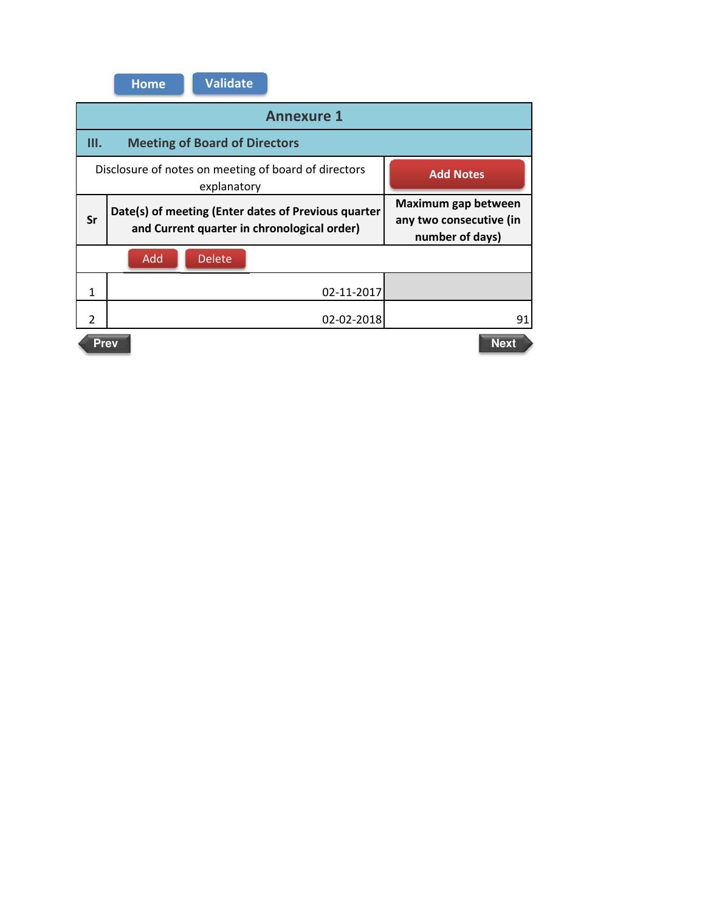Home | Validate

## Annexure 1

### III. Meeting of Board of Directors

| Disclosure of notes on meeting of board of directors explanatory | | Add Notes |
|---|---|---|
| **Sr** | **Date(s) of meeting (Enter dates of Previous quarter and Current quarter in chronological order)** | **Maximum gap between any two consecutive (in number of days)** |
| | Add Delete | |
| 1 | 02-11-2017 | |
| 2 | 02-02-2018 | 91 |

Prev | Next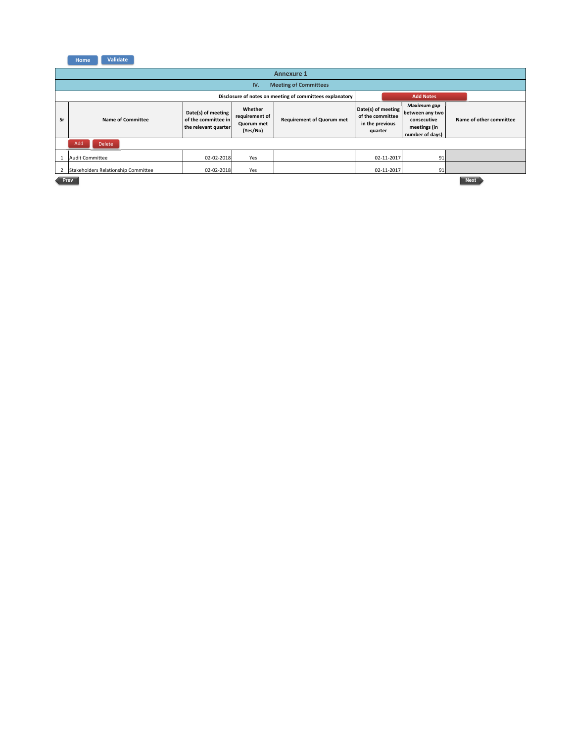## Annexure 1

### IV. Meeting of Committees

Disclosure of notes on meeting of committees explanatory

| Sr | Name of Committee | Date(s) of meeting of the committee in the relevant quarter | Whether requirement of Quorum met (Yes/No) | Requirement of Quorum met | Date(s) of meeting of the committee in the previous quarter | Maximum gap between any two consecutive meetings (in number of days) | Name of other committee |
|---|---|---|---|---|---|---|---|
| 1 | Audit Committee | 02-02-2018 | Yes | | 02-11-2017 | 91 | |
| 2 | Stakeholders Relationship Committee | 02-02-2018 | Yes | | 02-11-2017 | 91 | |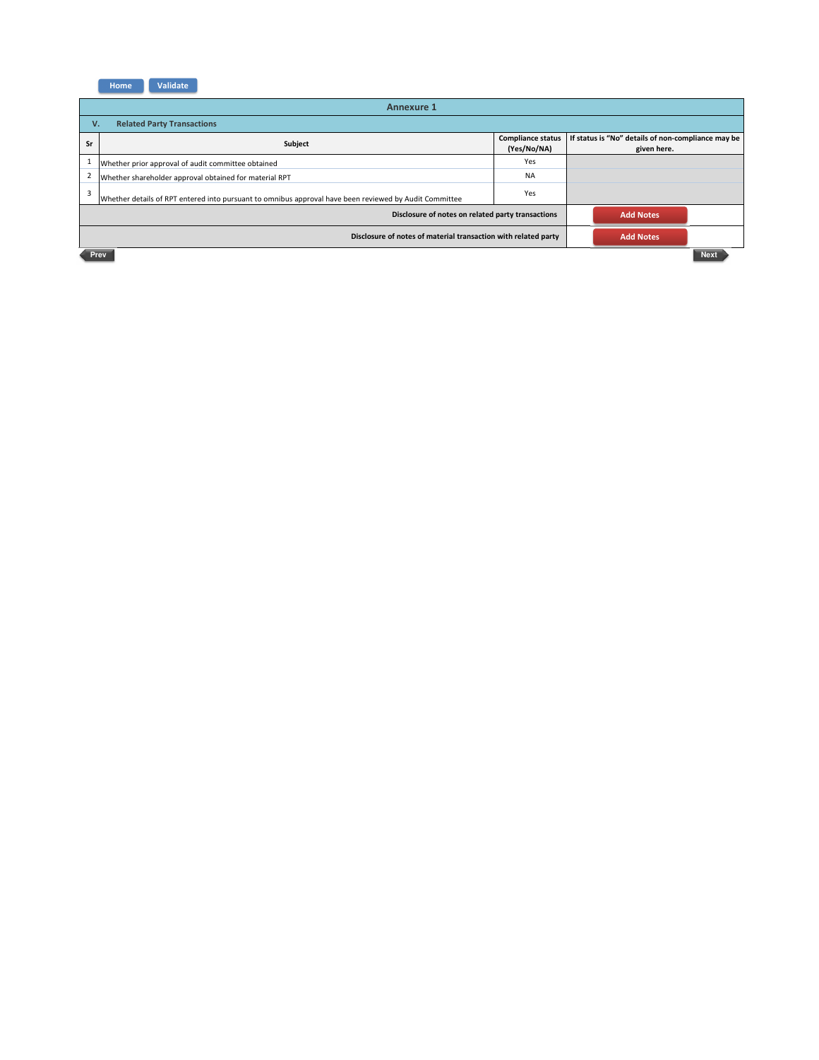Home | Validate

## Annexure 1

### V. Related Party Transactions

| Sr | Subject | Compliance status (Yes/No/NA) | If status is "No" details of non-compliance may be given here. |
|---|---|---|---|
| 1 | Whether prior approval of audit committee obtained | Yes | |
| 2 | Whether shareholder approval obtained for material RPT | NA | |
| 3 | Whether details of RPT entered into pursuant to omnibus approval have been reviewed by Audit Committee | Yes | |

| | |
|---|---|
| **Disclosure of notes on related party transactions** | Add Notes |
| **Disclosure of notes of material transaction with related party** | Add Notes |

Prev | Next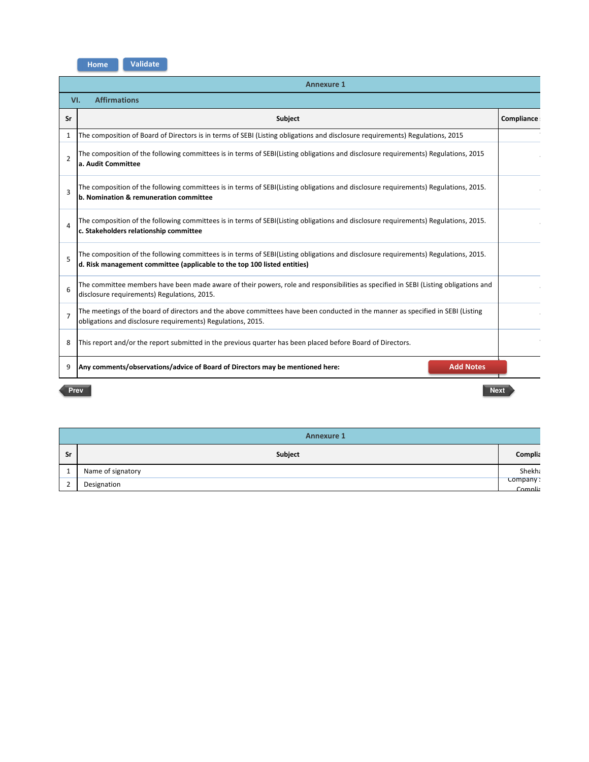Home | Validate

| Annexure 1 | | |
|---|---|---|
| **VI. Affirmations** | | |
| **Sr** | **Subject** | **Compliance** |
| 1 | The composition of Board of Directors is in terms of SEBI (Listing obligations and disclosure requirements) Regulations, 2015 | |
| 2 | The composition of the following committees is in terms of SEBI(Listing obligations and disclosure requirements) Regulations, 2015 **a. Audit Committee** | |
| 3 | The composition of the following committees is in terms of SEBI(Listing obligations and disclosure requirements) Regulations, 2015. **b. Nomination & remuneration committee** | |
| 4 | The composition of the following committees is in terms of SEBI(Listing obligations and disclosure requirements) Regulations, 2015. **c. Stakeholders relationship committee** | |
| 5 | The composition of the following committees is in terms of SEBI(Listing obligations and disclosure requirements) Regulations, 2015. **d. Risk management committee (applicable to the top 100 listed entities)** | |
| 6 | The committee members have been made aware of their powers, role and responsibilities as specified in SEBI (Listing obligations and disclosure requirements) Regulations, 2015. | |
| 7 | The meetings of the board of directors and the above committees have been conducted in the manner as specified in SEBI (Listing obligations and disclosure requirements) Regulations, 2015. | |
| 8 | This report and/or the report submitted in the previous quarter has been placed before Board of Directors. | |
| 9 | **Any comments/observations/advice of Board of Directors may be mentioned here:** Add Notes | |

Prev | Next

| Annexure 1 | | |
|---|---|---|
| **Sr** | **Subject** | **Complia** |
| 1 | Name of signatory | Shekh |
| 2 | Designation | Company Complia |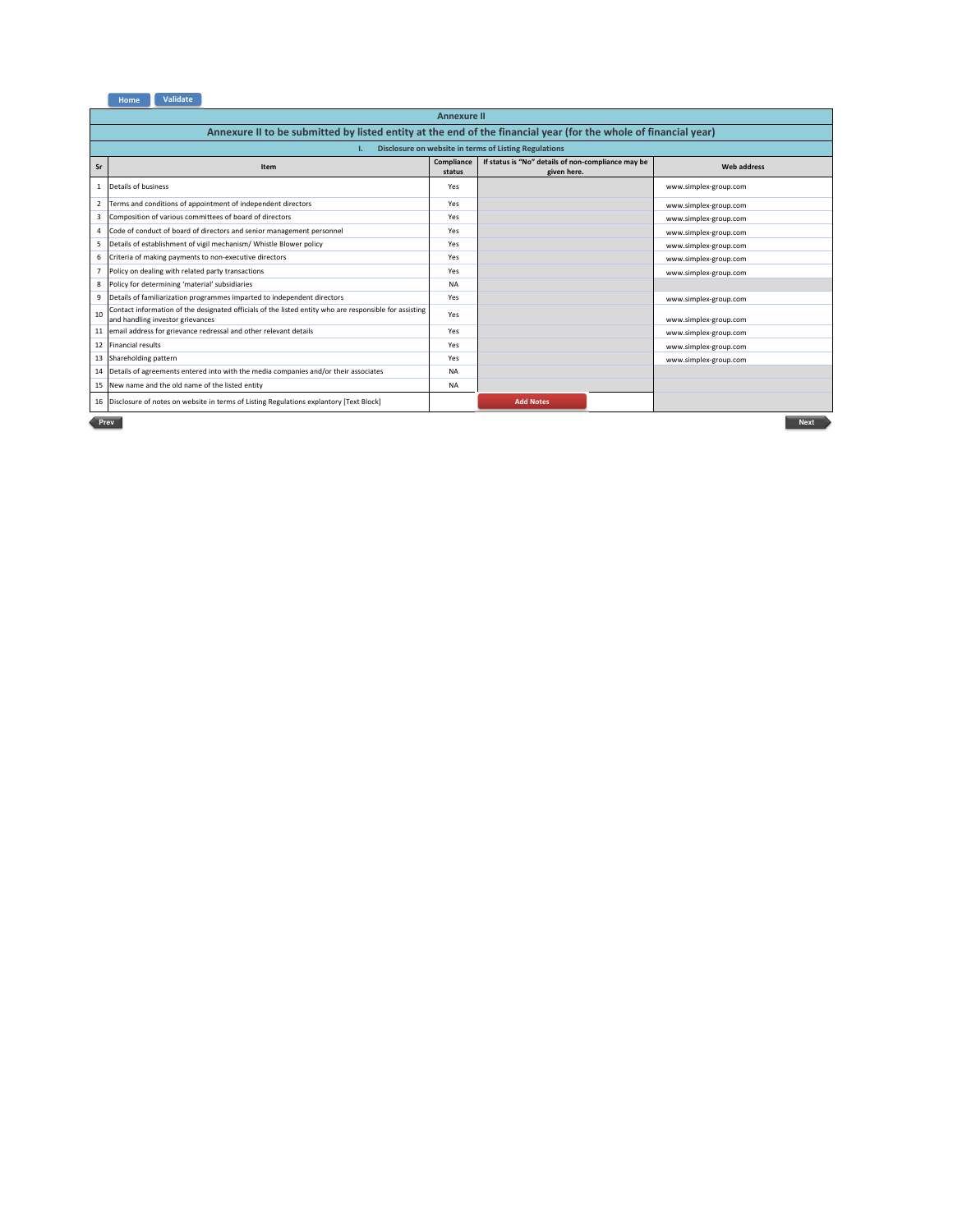# Annexure II

## Annexure II to be submitted by listed entity at the end of the financial year (for the whole of financial year)

### I. Disclosure on website in terms of Listing Regulations

| Sr | Item | Compliance status | If status is "No" details of non-compliance may be given here. | Web address |
|---|---|---|---|---|
| 1 | Details of business | Yes | | www.simplex-group.com |
| 2 | Terms and conditions of appointment of independent directors | Yes | | www.simplex-group.com |
| 3 | Composition of various committees of board of directors | Yes | | www.simplex-group.com |
| 4 | Code of conduct of board of directors and senior management personnel | Yes | | www.simplex-group.com |
| 5 | Details of establishment of vigil mechanism/ Whistle Blower policy | Yes | | www.simplex-group.com |
| 6 | Criteria of making payments to non-executive directors | Yes | | www.simplex-group.com |
| 7 | Policy on dealing with related party transactions | Yes | | www.simplex-group.com |
| 8 | Policy for determining 'material' subsidiaries | NA | | |
| 9 | Details of familiarization programmes imparted to independent directors | Yes | | www.simplex-group.com |
| 10 | Contact information of the designated officials of the listed entity who are responsible for assisting and handling investor grievances | Yes | | www.simplex-group.com |
| 11 | email address for grievance redressal and other relevant details | Yes | | www.simplex-group.com |
| 12 | Financial results | Yes | | www.simplex-group.com |
| 13 | Shareholding pattern | Yes | | www.simplex-group.com |
| 14 | Details of agreements entered into with the media companies and/or their associates | NA | | |
| 15 | New name and the old name of the listed entity | NA | | |
| 16 | Disclosure of notes on website in terms of Listing Regulations explantory [Text Block] | | Add Notes | |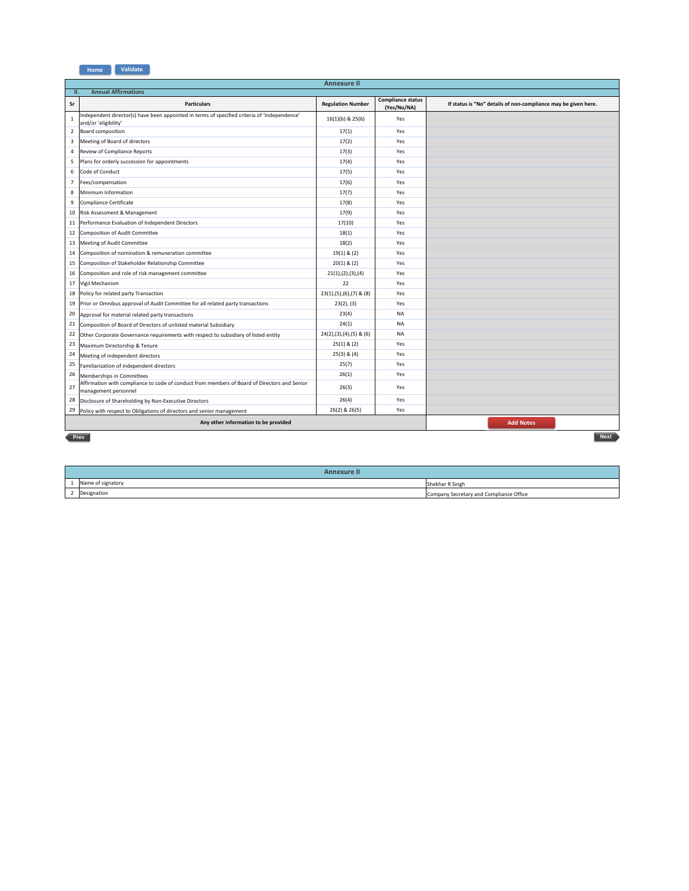Home Validate

## Annexure II

### II. Annual Affirmations

| Sr | Particulars | Regulation Number | Compliance status (Yes/No/NA) | If status is "No" details of non-compliance may be given here. |
|---|---|---|---|---|
| 1 | Independent director(s) have been appointed in terms of specified criteria of 'independence' and/or 'eligibility' | 16(1)(b) & 25(6) | Yes | |
| 2 | Board composition | 17(1) | Yes | |
| 3 | Meeting of Board of directors | 17(2) | Yes | |
| 4 | Review of Compliance Reports | 17(3) | Yes | |
| 5 | Plans for orderly succession for appointments | 17(4) | Yes | |
| 6 | Code of Conduct | 17(5) | Yes | |
| 7 | Fees/compensation | 17(6) | Yes | |
| 8 | Minimum Information | 17(7) | Yes | |
| 9 | Compliance Certificate | 17(8) | Yes | |
| 10 | Risk Assessment & Management | 17(9) | Yes | |
| 11 | Performance Evaluation of Independent Directors | 17(10) | Yes | |
| 12 | Composition of Audit Committee | 18(1) | Yes | |
| 13 | Meeting of Audit Committee | 18(2) | Yes | |
| 14 | Composition of nomination & remuneration committee | 19(1) & (2) | Yes | |
| 15 | Composition of Stakeholder Relationship Committee | 20(1) & (2) | Yes | |
| 16 | Composition and role of risk management committee | 21(1),(2),(3),(4) | Yes | |
| 17 | Vigil Mechanism | 22 | Yes | |
| 18 | Policy for related party Transaction | 23(1),(5),(6),(7) & (8) | Yes | |
| 19 | Prior or Omnibus approval of Audit Committee for all related party transactions | 23(2), (3) | Yes | |
| 20 | Approval for material related party transactions | 23(4) | NA | |
| 21 | Composition of Board of Directors of unlisted material Subsidiary | 24(1) | NA | |
| 22 | Other Corporate Governance requirements with respect to subsidiary of listed entity | 24(2),(3),(4),(5) & (6) | NA | |
| 23 | Maximum Directorship & Tenure | 25(1) & (2) | Yes | |
| 24 | Meeting of independent directors | 25(3) & (4) | Yes | |
| 25 | Familiarization of independent directors | 25(7) | Yes | |
| 26 | Memberships in Committees | 26(1) | Yes | |
| 27 | Affirmation with compliance to code of conduct from members of Board of Directors and Senior management personnel | 26(3) | Yes | |
| 28 | Disclosure of Shareholding by Non-Executive Directors | 26(4) | Yes | |
| 29 | Policy with respect to Obligations of directors and senior management | 26(2) & 26(5) | Yes | |
| | **Any other information to be provided** | | | Add Notes |

Prev Next

## Annexure II

| | | |
|---|---|---|
| 1 | Name of signatory | Shekhar R Singh |
| 2 | Designation | Company Secretary and Compliance Office |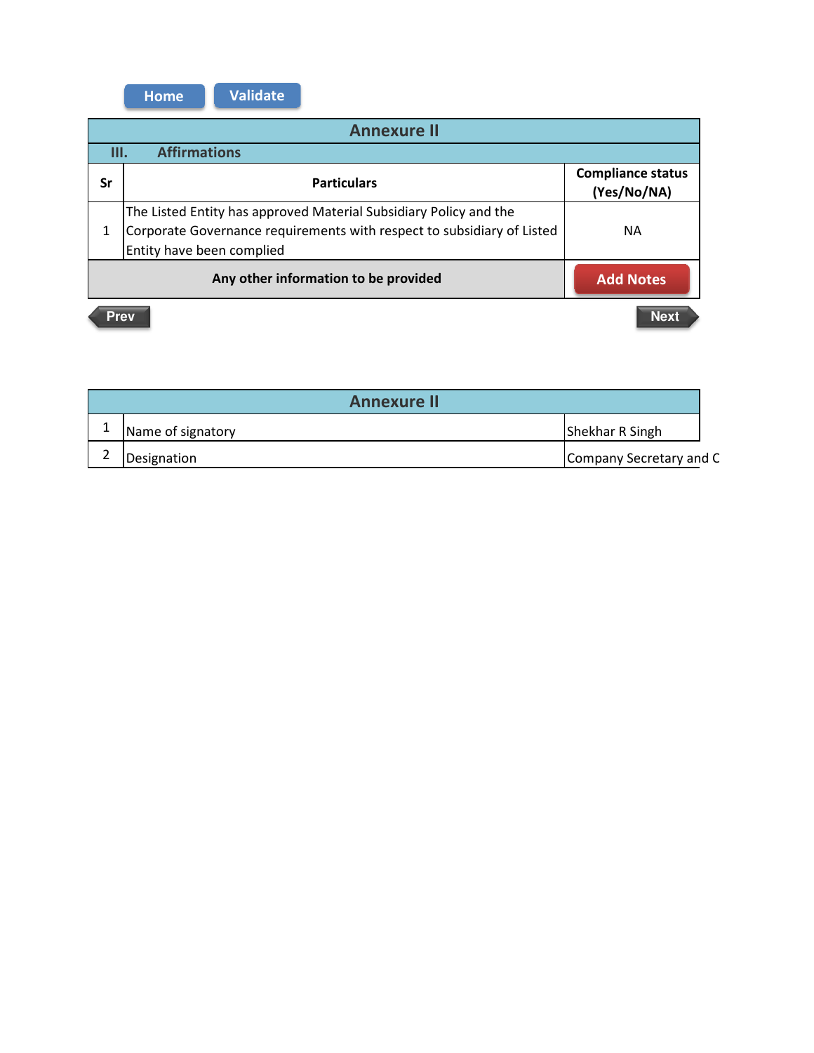## Annexure II

### III. Affirmations

| Sr | Particulars | Compliance status (Yes/No/NA) |
|---|---|---|
| 1 | The Listed Entity has approved Material Subsidiary Policy and the Corporate Governance requirements with respect to subsidiary of Listed Entity have been complied | NA |
| | **Any other information to be provided** | |

## Annexure II

| | | |
|---|---|---|
| 1 | Name of signatory | Shekhar R Singh |
| 2 | Designation | Company Secretary and C |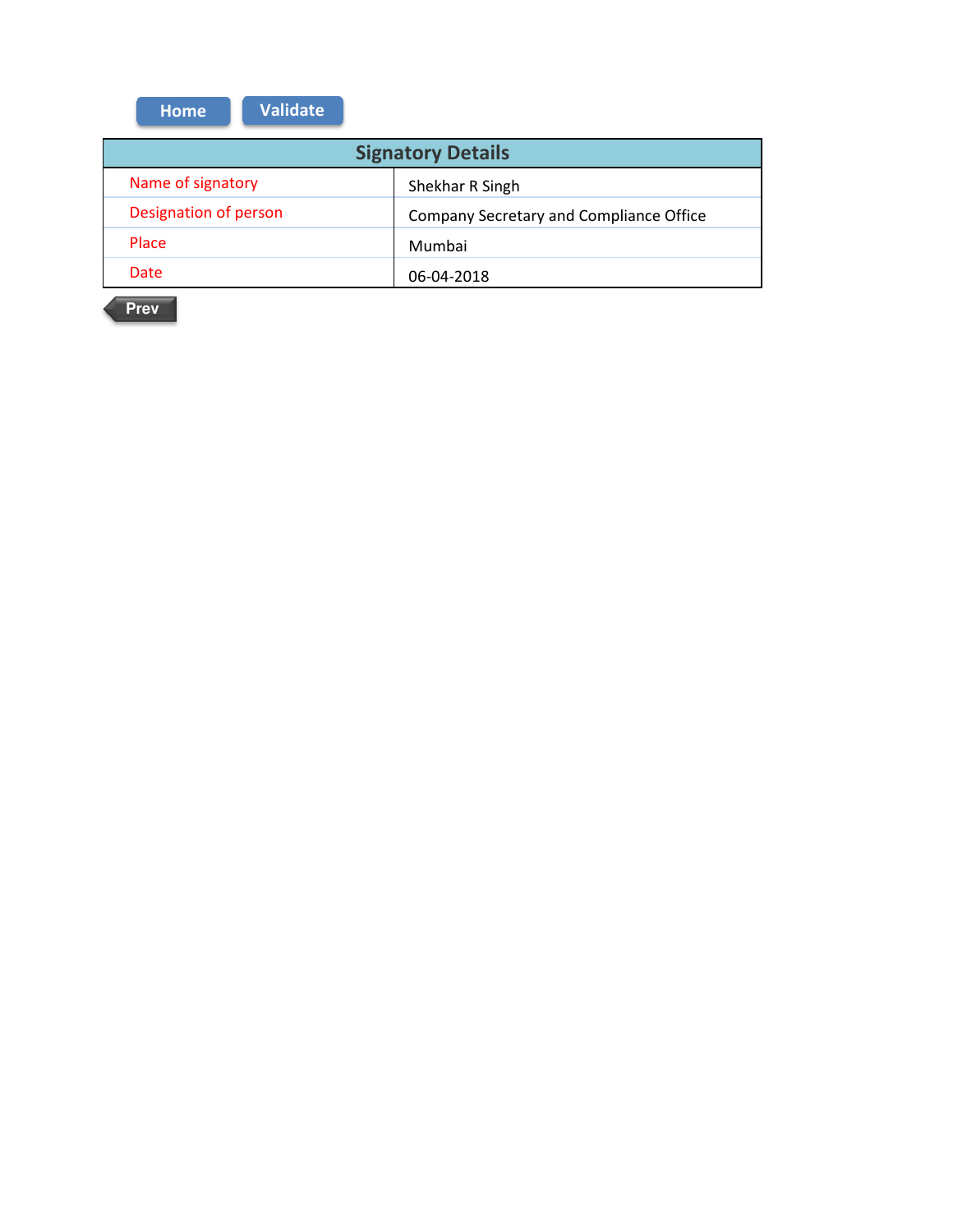Home Validate

| Signatory Details | |
|---|---|
| Name of signatory | Shekhar R Singh |
| Designation of person | Company Secretary and Compliance Office |
| Place | Mumbai |
| Date | 06-04-2018 |

Prev